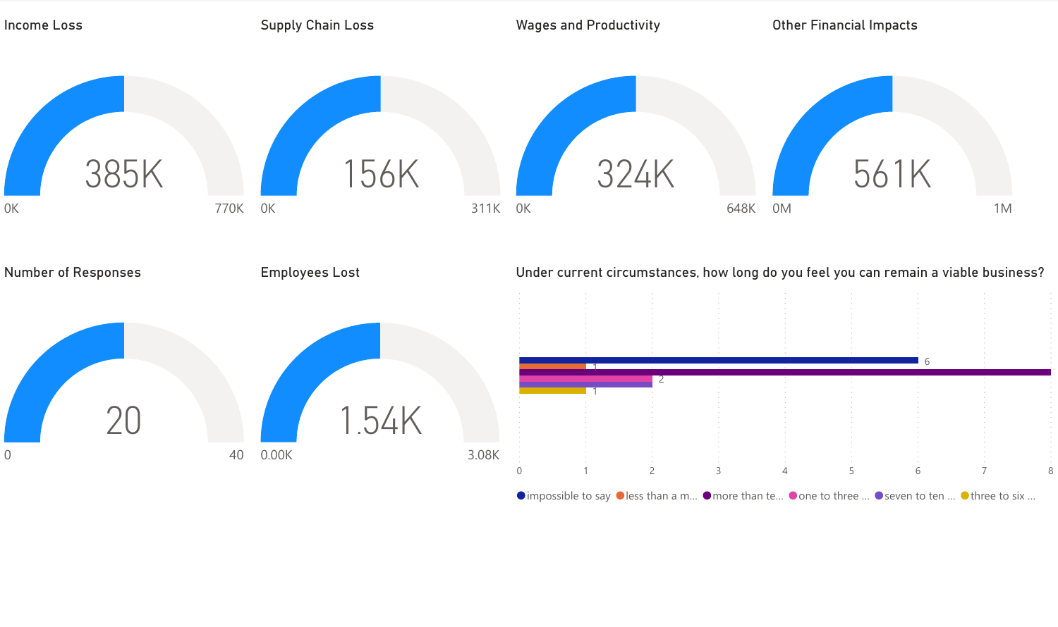## Income Loss

385K

0K — 770K

## Supply Chain Loss

156K

0K — 311K

## Wages and Productivity

324K

0K — 648K

## Other Financial Impacts

561K

0M — 1M

## Number of Responses

20

0 — 40

## Employees Lost

1.54K

0.00K — 3.08K

## Under current circumstances, how long do you feel you can remain a viable business?

| Response | Count |
|---|---|
| impossible to say | 6 |
| less than a m... | 1 |
| more than te... | 8 |
| one to three ... | 2 |
| seven to ten ... | 2 |
| three to six ... | 1 |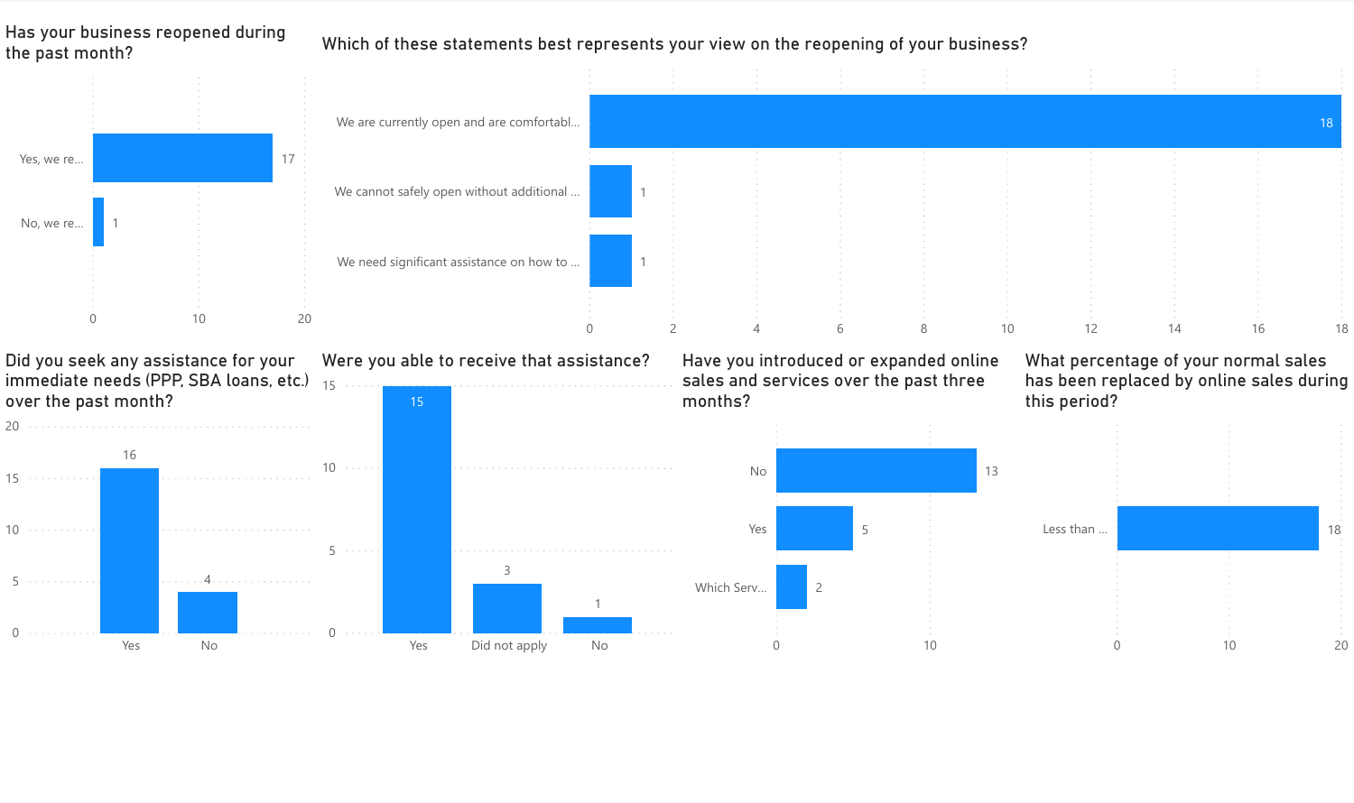## Has your business reopened during the past month?

Yes, we re...
No, we re...
17
1
0
10
20

## Which of these statements best represents your view on the reopening of your business?

We are currently open and are comfortabl...
We cannot safely open without additional ...
We need significant assistance on how to ...
18
1
1
0
2
4
6
8
10
12
14
16
18

## Did you seek any assistance for your immediate needs (PPP, SBA loans, etc.) over the past month?

20
15
10
5
0
16
4
Yes
No

## Were you able to receive that assistance?

15
10
5
0
15
3
1
Yes
Did not apply
No

## Have you introduced or expanded online sales and services over the past three months?

No
Yes
Which Serv...
13
5
2
0
10

## What percentage of your normal sales has been replaced by online sales during this period?

Less than ...
18
0
10
20